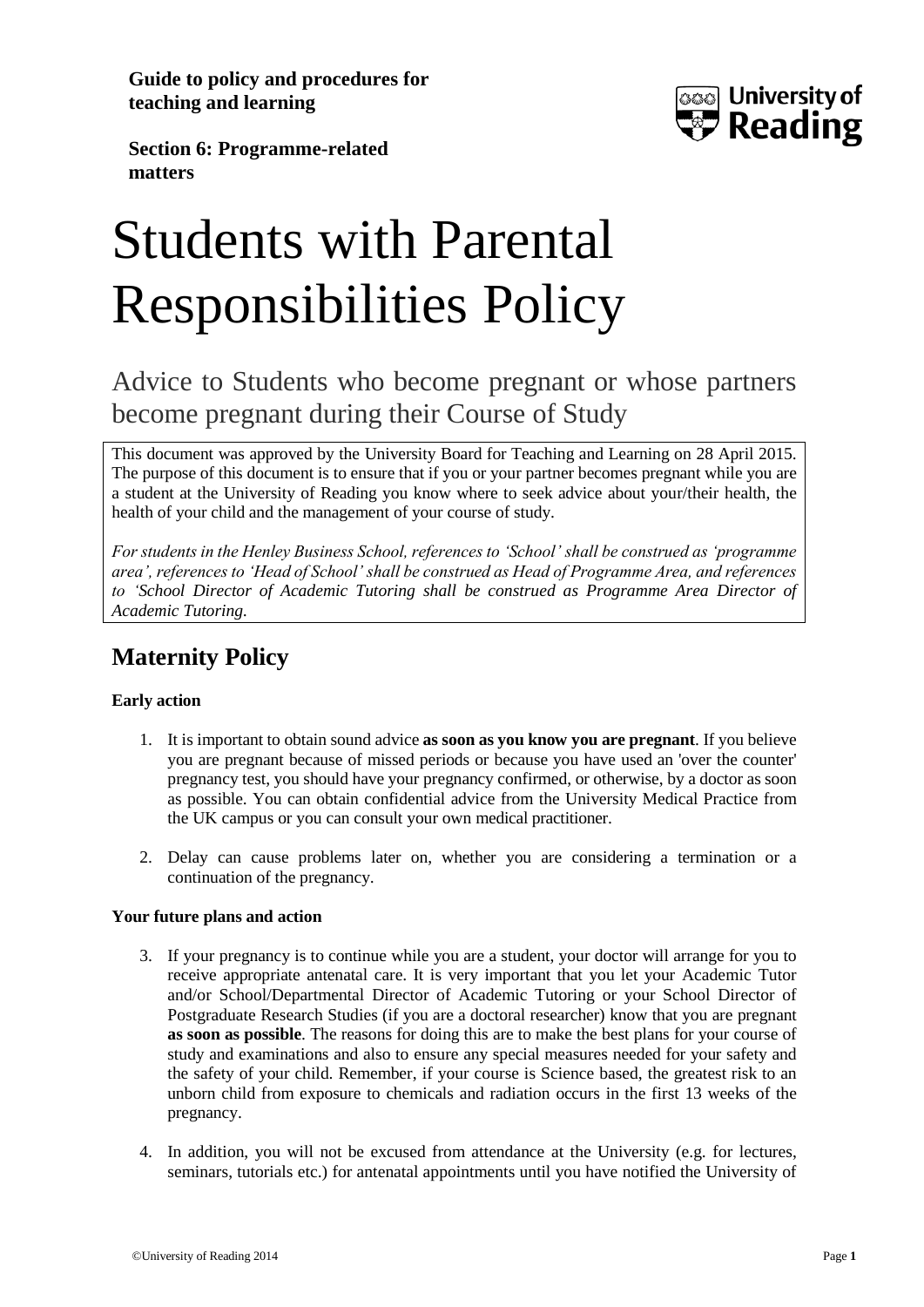**Guide to policy and procedures for teaching and learning**

**Section 6: Programme-related matters**

# Students with Parental Responsibilities Policy

## Advice to Students who become pregnant or whose partners become pregnant during their Course of Study

This document was approved by the University Board for Teaching and Learning on 28 April 2015. The purpose of this document is to ensure that if you or your partner becomes pregnant while you are a student at the University of Reading you know where to seek advice about your/their health, the health of your child and the management of your course of study.

*For students in the Henley Business School, references to 'School' shall be construed as 'programme area', references to 'Head of School' shall be construed as Head of Programme Area, and references to 'School Director of Academic Tutoring shall be construed as Programme Area Director of Academic Tutoring.*

## Maternity Policy

**Early action**

1. It is important to obtain sound advice **as soon as you know you are pregnant**. If you believe you are pregnant because of missed periods or because you have used an 'over the counter' pregnancy test, you should have your pregnancy confirmed, or otherwise, by a doctor as soon as possible. You can obtain confidential advice from the University Medical Practice from the UK campus or you can consult your own medical practitioner.

2. Delay can cause problems later on, whether you are considering a termination or a continuation of the pregnancy.

**Your future plans and action**

3. If your pregnancy is to continue while you are a student, your doctor will arrange for you to receive appropriate antenatal care. It is very important that you let your Academic Tutor and/or School/Departmental Director of Academic Tutoring or your School Director of Postgraduate Research Studies (if you are a doctoral researcher) know that you are pregnant **as soon as possible**. The reasons for doing this are to make the best plans for your course of study and examinations and also to ensure any special measures needed for your safety and the safety of your child. Remember, if your course is Science based, the greatest risk to an unborn child from exposure to chemicals and radiation occurs in the first 13 weeks of the pregnancy.

4. In addition, you will not be excused from attendance at the University (e.g. for lectures, seminars, tutorials etc.) for antenatal appointments until you have notified the University of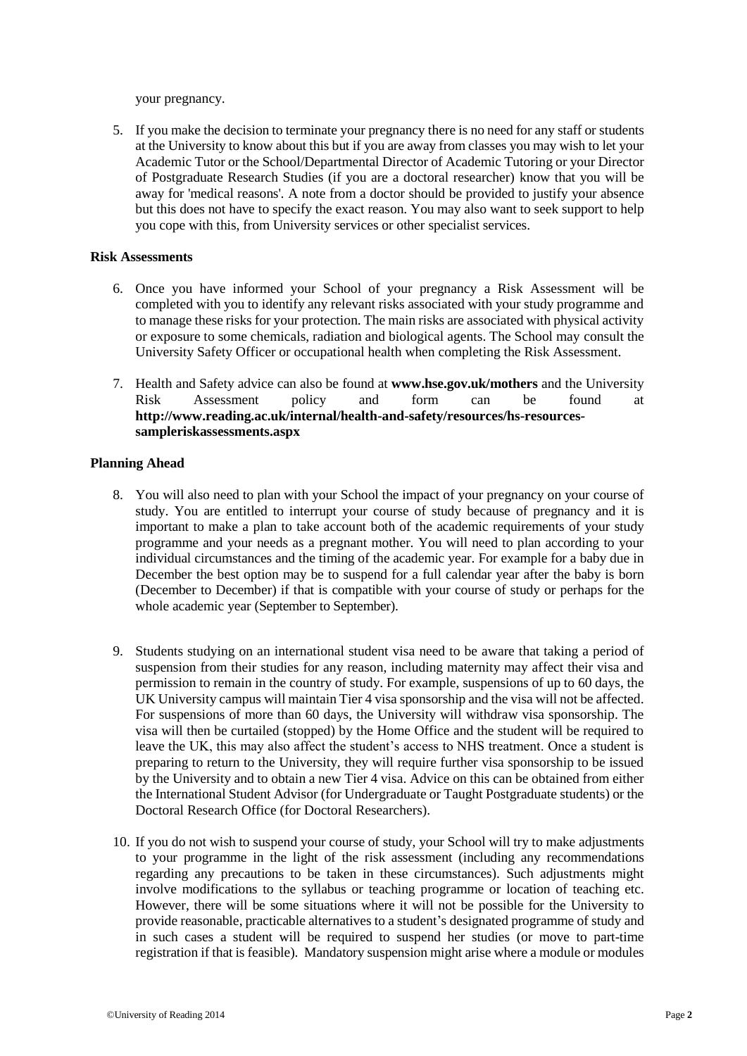your pregnancy.

5. If you make the decision to terminate your pregnancy there is no need for any staff or students at the University to know about this but if you are away from classes you may wish to let your Academic Tutor or the School/Departmental Director of Academic Tutoring or your Director of Postgraduate Research Studies (if you are a doctoral researcher) know that you will be away for 'medical reasons'. A note from a doctor should be provided to justify your absence but this does not have to specify the exact reason. You may also want to seek support to help you cope with this, from University services or other specialist services.

**Risk Assessments**

6. Once you have informed your School of your pregnancy a Risk Assessment will be completed with you to identify any relevant risks associated with your study programme and to manage these risks for your protection. The main risks are associated with physical activity or exposure to some chemicals, radiation and biological agents. The School may consult the University Safety Officer or occupational health when completing the Risk Assessment.

7. Health and Safety advice can also be found at **www.hse.gov.uk/mothers** and the University Risk Assessment policy and form can be found at **http://www.reading.ac.uk/internal/health-and-safety/resources/hs-resources-sampleriskassessments.aspx**

**Planning Ahead**

8. You will also need to plan with your School the impact of your pregnancy on your course of study. You are entitled to interrupt your course of study because of pregnancy and it is important to make a plan to take account both of the academic requirements of your study programme and your needs as a pregnant mother. You will need to plan according to your individual circumstances and the timing of the academic year. For example for a baby due in December the best option may be to suspend for a full calendar year after the baby is born (December to December) if that is compatible with your course of study or perhaps for the whole academic year (September to September).

9. Students studying on an international student visa need to be aware that taking a period of suspension from their studies for any reason, including maternity may affect their visa and permission to remain in the country of study. For example, suspensions of up to 60 days, the UK University campus will maintain Tier 4 visa sponsorship and the visa will not be affected. For suspensions of more than 60 days, the University will withdraw visa sponsorship. The visa will then be curtailed (stopped) by the Home Office and the student will be required to leave the UK, this may also affect the student's access to NHS treatment. Once a student is preparing to return to the University, they will require further visa sponsorship to be issued by the University and to obtain a new Tier 4 visa. Advice on this can be obtained from either the International Student Advisor (for Undergraduate or Taught Postgraduate students) or the Doctoral Research Office (for Doctoral Researchers).

10. If you do not wish to suspend your course of study, your School will try to make adjustments to your programme in the light of the risk assessment (including any recommendations regarding any precautions to be taken in these circumstances). Such adjustments might involve modifications to the syllabus or teaching programme or location of teaching etc. However, there will be some situations where it will not be possible for the University to provide reasonable, practicable alternatives to a student's designated programme of study and in such cases a student will be required to suspend her studies (or move to part-time registration if that is feasible). Mandatory suspension might arise where a module or modules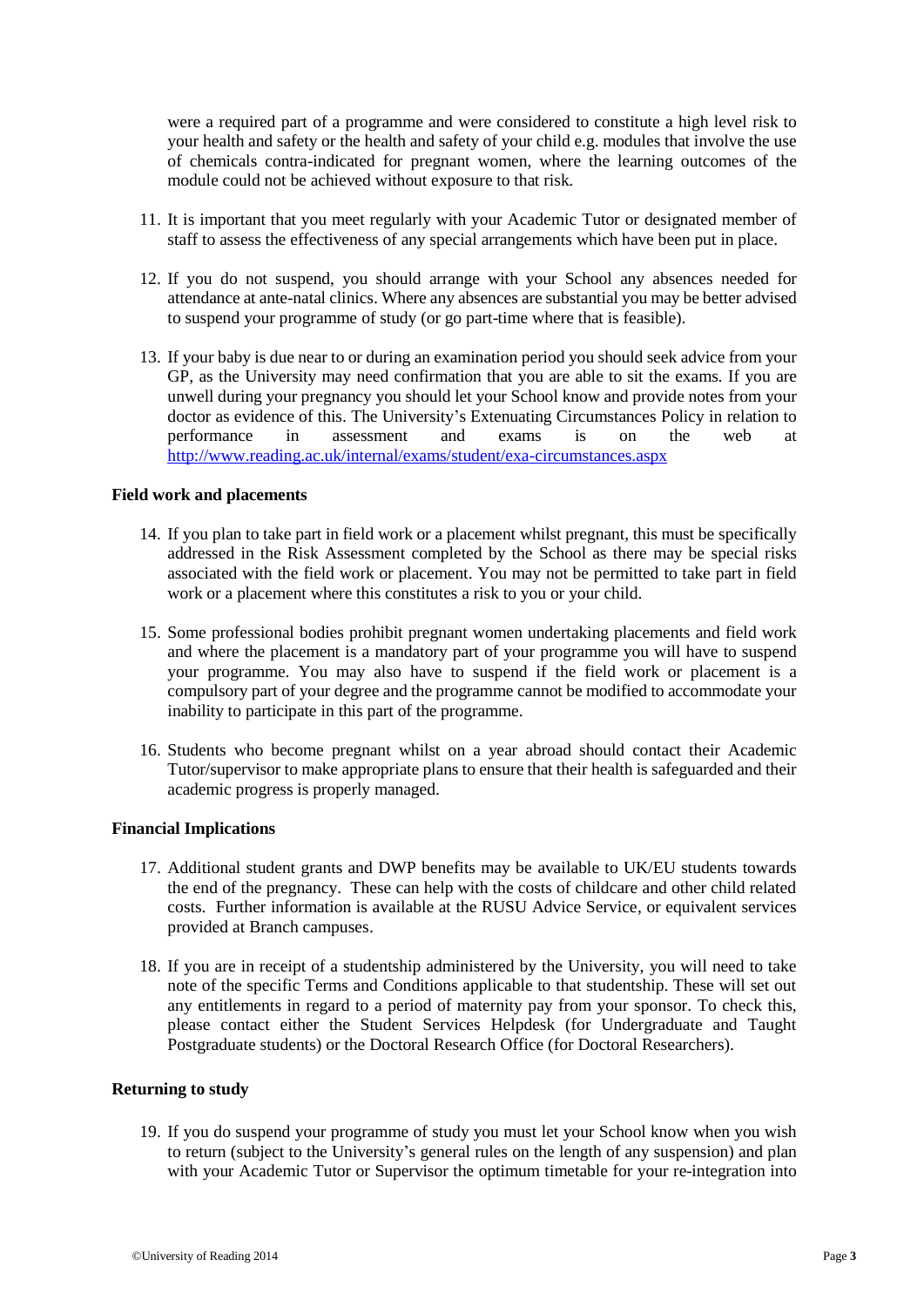were a required part of a programme and were considered to constitute a high level risk to your health and safety or the health and safety of your child e.g. modules that involve the use of chemicals contra-indicated for pregnant women, where the learning outcomes of the module could not be achieved without exposure to that risk.

11. It is important that you meet regularly with your Academic Tutor or designated member of staff to assess the effectiveness of any special arrangements which have been put in place.

12. If you do not suspend, you should arrange with your School any absences needed for attendance at ante-natal clinics. Where any absences are substantial you may be better advised to suspend your programme of study (or go part-time where that is feasible).

13. If your baby is due near to or during an examination period you should seek advice from your GP, as the University may need confirmation that you are able to sit the exams. If you are unwell during your pregnancy you should let your School know and provide notes from your doctor as evidence of this. The University's Extenuating Circumstances Policy in relation to performance in assessment and exams is on the web at http://www.reading.ac.uk/internal/exams/student/exa-circumstances.aspx

**Field work and placements**

14. If you plan to take part in field work or a placement whilst pregnant, this must be specifically addressed in the Risk Assessment completed by the School as there may be special risks associated with the field work or placement. You may not be permitted to take part in field work or a placement where this constitutes a risk to you or your child.

15. Some professional bodies prohibit pregnant women undertaking placements and field work and where the placement is a mandatory part of your programme you will have to suspend your programme. You may also have to suspend if the field work or placement is a compulsory part of your degree and the programme cannot be modified to accommodate your inability to participate in this part of the programme.

16. Students who become pregnant whilst on a year abroad should contact their Academic Tutor/supervisor to make appropriate plans to ensure that their health is safeguarded and their academic progress is properly managed.

**Financial Implications**

17. Additional student grants and DWP benefits may be available to UK/EU students towards the end of the pregnancy. These can help with the costs of childcare and other child related costs. Further information is available at the RUSU Advice Service, or equivalent services provided at Branch campuses.

18. If you are in receipt of a studentship administered by the University, you will need to take note of the specific Terms and Conditions applicable to that studentship. These will set out any entitlements in regard to a period of maternity pay from your sponsor. To check this, please contact either the Student Services Helpdesk (for Undergraduate and Taught Postgraduate students) or the Doctoral Research Office (for Doctoral Researchers).

**Returning to study**

19. If you do suspend your programme of study you must let your School know when you wish to return (subject to the University's general rules on the length of any suspension) and plan with your Academic Tutor or Supervisor the optimum timetable for your re-integration into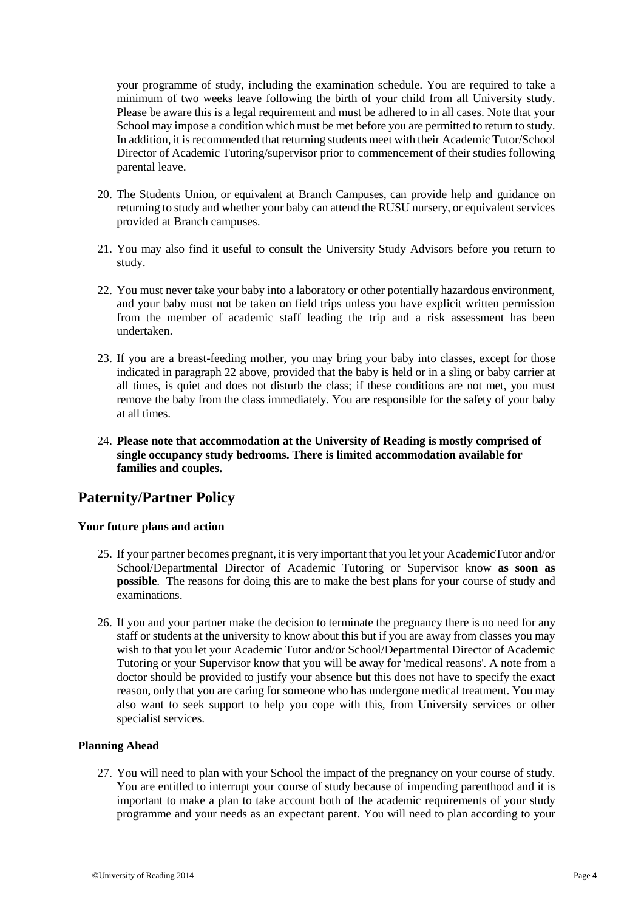your programme of study, including the examination schedule. You are required to take a minimum of two weeks leave following the birth of your child from all University study. Please be aware this is a legal requirement and must be adhered to in all cases. Note that your School may impose a condition which must be met before you are permitted to return to study. In addition, it is recommended that returning students meet with their Academic Tutor/School Director of Academic Tutoring/supervisor prior to commencement of their studies following parental leave.

20. The Students Union, or equivalent at Branch Campuses, can provide help and guidance on returning to study and whether your baby can attend the RUSU nursery, or equivalent services provided at Branch campuses.

21. You may also find it useful to consult the University Study Advisors before you return to study.

22. You must never take your baby into a laboratory or other potentially hazardous environment, and your baby must not be taken on field trips unless you have explicit written permission from the member of academic staff leading the trip and a risk assessment has been undertaken.

23. If you are a breast-feeding mother, you may bring your baby into classes, except for those indicated in paragraph 22 above, provided that the baby is held or in a sling or baby carrier at all times, is quiet and does not disturb the class; if these conditions are not met, you must remove the baby from the class immediately. You are responsible for the safety of your baby at all times.

24. **Please note that accommodation at the University of Reading is mostly comprised of single occupancy study bedrooms. There is limited accommodation available for families and couples.**

## Paternity/Partner Policy

### Your future plans and action

25. If your partner becomes pregnant, it is very important that you let your AcademicTutor and/or School/Departmental Director of Academic Tutoring or Supervisor know **as soon as possible**. The reasons for doing this are to make the best plans for your course of study and examinations.

26. If you and your partner make the decision to terminate the pregnancy there is no need for any staff or students at the university to know about this but if you are away from classes you may wish to that you let your Academic Tutor and/or School/Departmental Director of Academic Tutoring or your Supervisor know that you will be away for 'medical reasons'. A note from a doctor should be provided to justify your absence but this does not have to specify the exact reason, only that you are caring for someone who has undergone medical treatment. You may also want to seek support to help you cope with this, from University services or other specialist services.

### Planning Ahead

27. You will need to plan with your School the impact of the pregnancy on your course of study. You are entitled to interrupt your course of study because of impending parenthood and it is important to make a plan to take account both of the academic requirements of your study programme and your needs as an expectant parent. You will need to plan according to your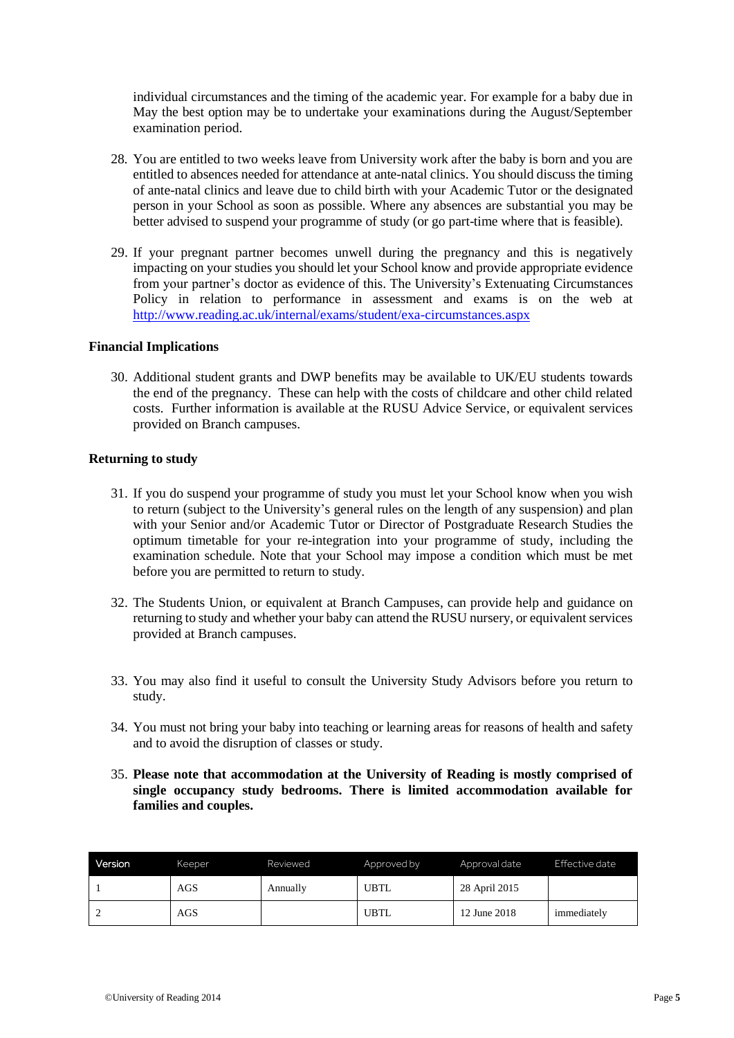individual circumstances and the timing of the academic year. For example for a baby due in May the best option may be to undertake your examinations during the August/September examination period.

28. You are entitled to two weeks leave from University work after the baby is born and you are entitled to absences needed for attendance at ante-natal clinics. You should discuss the timing of ante-natal clinics and leave due to child birth with your Academic Tutor or the designated person in your School as soon as possible. Where any absences are substantial you may be better advised to suspend your programme of study (or go part-time where that is feasible).

29. If your pregnant partner becomes unwell during the pregnancy and this is negatively impacting on your studies you should let your School know and provide appropriate evidence from your partner's doctor as evidence of this. The University's Extenuating Circumstances Policy in relation to performance in assessment and exams is on the web at http://www.reading.ac.uk/internal/exams/student/exa-circumstances.aspx

**Financial Implications**

30. Additional student grants and DWP benefits may be available to UK/EU students towards the end of the pregnancy. These can help with the costs of childcare and other child related costs. Further information is available at the RUSU Advice Service, or equivalent services provided on Branch campuses.

**Returning to study**

31. If you do suspend your programme of study you must let your School know when you wish to return (subject to the University's general rules on the length of any suspension) and plan with your Senior and/or Academic Tutor or Director of Postgraduate Research Studies the optimum timetable for your re-integration into your programme of study, including the examination schedule. Note that your School may impose a condition which must be met before you are permitted to return to study.

32. The Students Union, or equivalent at Branch Campuses, can provide help and guidance on returning to study and whether your baby can attend the RUSU nursery, or equivalent services provided at Branch campuses.

33. You may also find it useful to consult the University Study Advisors before you return to study.

34. You must not bring your baby into teaching or learning areas for reasons of health and safety and to avoid the disruption of classes or study.

35. **Please note that accommodation at the University of Reading is mostly comprised of single occupancy study bedrooms. There is limited accommodation available for families and couples.**

| Version | Keeper | Reviewed | Approved by | Approval date | Effective date |
|---|---|---|---|---|---|
| 1 | AGS | Annually | UBTL | 28 April 2015 | |
| 2 | AGS | | UBTL | 12 June 2018 | immediately |

©University of Reading 2014